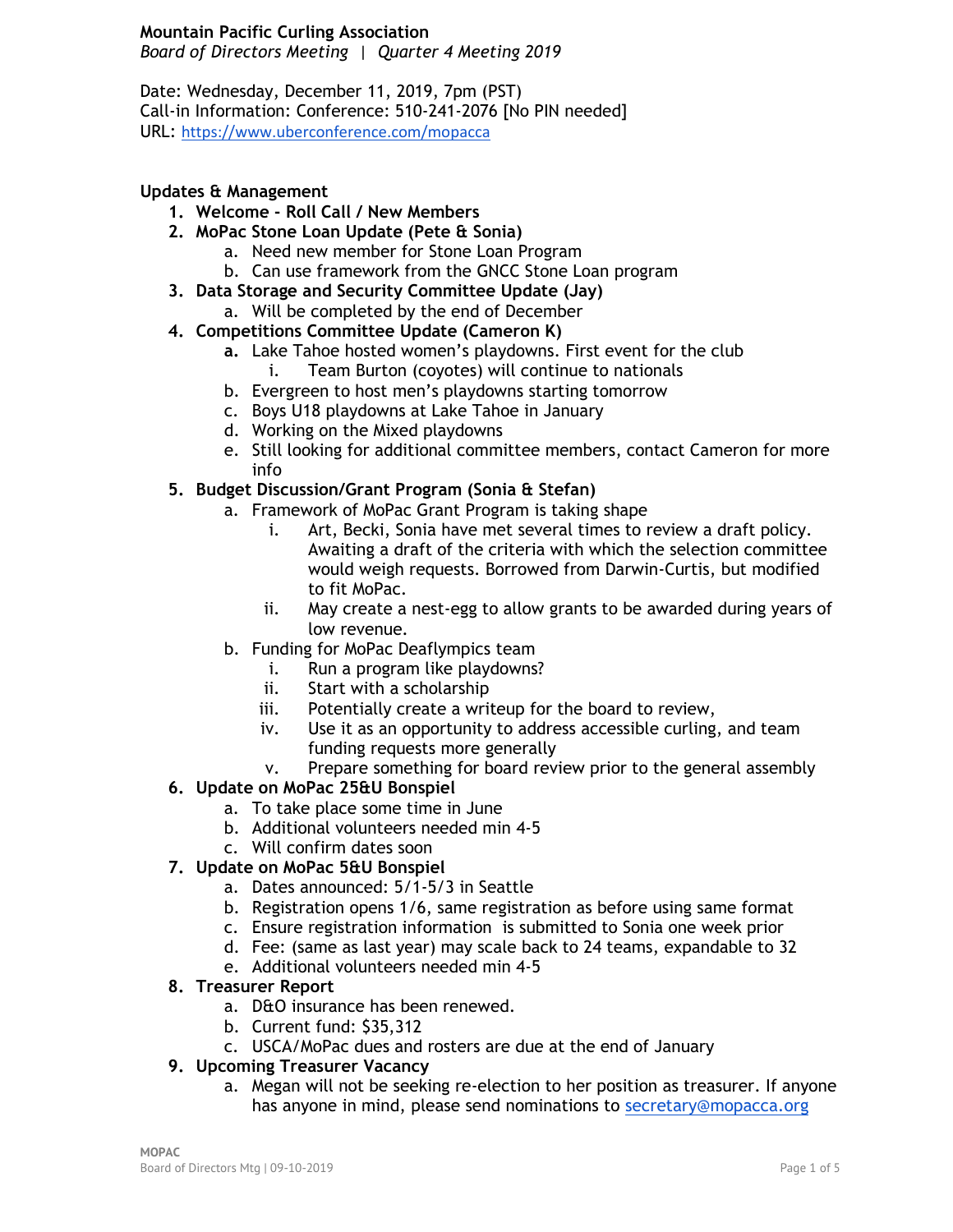**Mountain Pacific Curling Association**
*Board of Directors Meeting | Quarter 4 Meeting 2019*

Date: Wednesday, December 11, 2019, 7pm (PST)
Call-in Information: Conference: 510-241-2076 [No PIN needed]
URL: https://www.uberconference.com/mopacca

**Updates & Management**

1. **Welcome - Roll Call / New Members**
2. **MoPac Stone Loan Update (Pete & Sonia)**
    a. Need new member for Stone Loan Program
    b. Can use framework from the GNCC Stone Loan program
3. **Data Storage and Security Committee Update (Jay)**
    a. Will be completed by the end of December
4. **Competitions Committee Update (Cameron K)**
    **a.** Lake Tahoe hosted women's playdowns. First event for the club
        i. Team Burton (coyotes) will continue to nationals
    b. Evergreen to host men's playdowns starting tomorrow
    c. Boys U18 playdowns at Lake Tahoe in January
    d. Working on the Mixed playdowns
    e. Still looking for additional committee members, contact Cameron for more info
5. **Budget Discussion/Grant Program (Sonia & Stefan)**
    a. Framework of MoPac Grant Program is taking shape
        i. Art, Becki, Sonia have met several times to review a draft policy. Awaiting a draft of the criteria with which the selection committee would weigh requests. Borrowed from Darwin-Curtis, but modified to fit MoPac.
        ii. May create a nest-egg to allow grants to be awarded during years of low revenue.
    b. Funding for MoPac Deaflympics team
        i. Run a program like playdowns?
        ii. Start with a scholarship
        iii. Potentially create a writeup for the board to review,
        iv. Use it as an opportunity to address accessible curling, and team funding requests more generally
        v. Prepare something for board review prior to the general assembly
6. **Update on MoPac 25&U Bonspiel**
    a. To take place some time in June
    b. Additional volunteers needed min 4-5
    c. Will confirm dates soon
7. **Update on MoPac 5&U Bonspiel**
    a. Dates announced: 5/1-5/3 in Seattle
    b. Registration opens 1/6, same registration as before using same format
    c. Ensure registration information is submitted to Sonia one week prior
    d. Fee: (same as last year) may scale back to 24 teams, expandable to 32
    e. Additional volunteers needed min 4-5
8. **Treasurer Report**
    a. D&O insurance has been renewed.
    b. Current fund: $35,312
    c. USCA/MoPac dues and rosters are due at the end of January
9. **Upcoming Treasurer Vacancy**
    a. Megan will not be seeking re-election to her position as treasurer. If anyone has anyone in mind, please send nominations to secretary@mopacca.org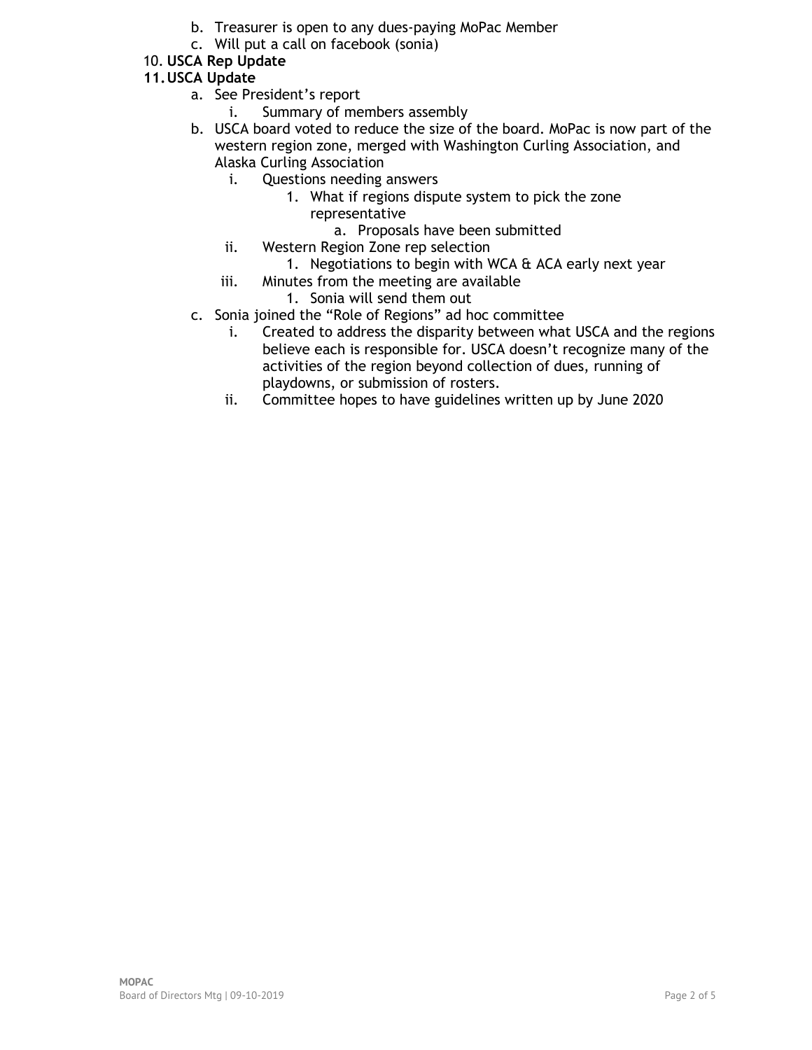b. Treasurer is open to any dues-paying MoPac Member
   c. Will put a call on facebook (sonia)

10. **USCA Rep Update**
11. **USCA Update**
    a. See President's report
       i. Summary of members assembly
    b. USCA board voted to reduce the size of the board. MoPac is now part of the western region zone, merged with Washington Curling Association, and Alaska Curling Association
       i. Questions needing answers
          1. What if regions dispute system to pick the zone representative
             a. Proposals have been submitted
       ii. Western Region Zone rep selection
          1. Negotiations to begin with WCA & ACA early next year
       iii. Minutes from the meeting are available
          1. Sonia will send them out
    c. Sonia joined the "Role of Regions" ad hoc committee
       i. Created to address the disparity between what USCA and the regions believe each is responsible for. USCA doesn't recognize many of the activities of the region beyond collection of dues, running of playdowns, or submission of rosters.
       ii. Committee hopes to have guidelines written up by June 2020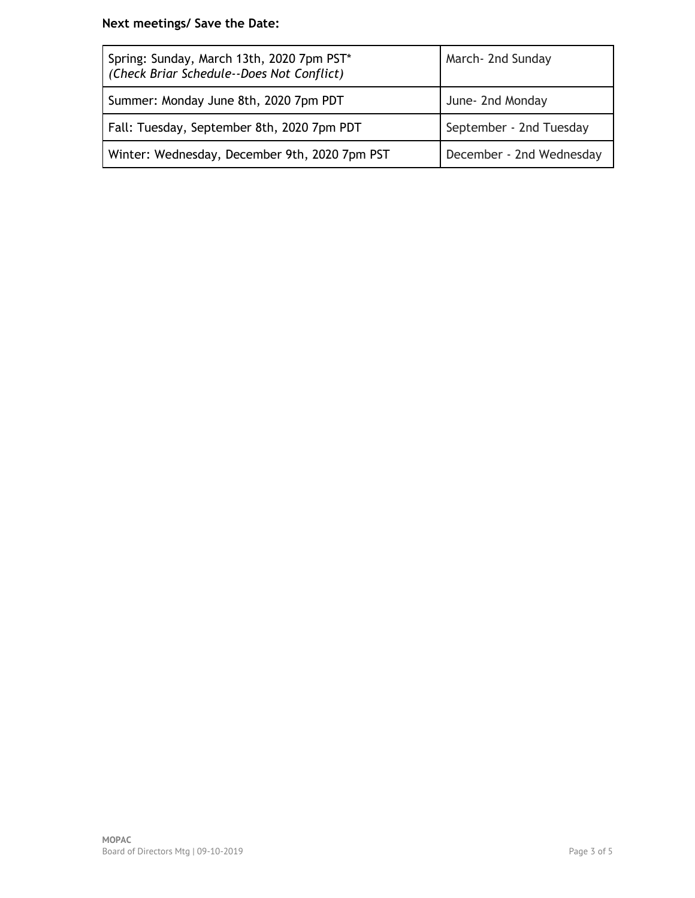**Next meetings/ Save the Date:**

| | |
|---|---|
| Spring: Sunday, March 13th, 2020 7pm PST* *(Check Briar Schedule--Does Not Conflict)* | March- 2nd Sunday |
| Summer: Monday June 8th, 2020 7pm PDT | June- 2nd Monday |
| Fall: Tuesday, September 8th, 2020 7pm PDT | September - 2nd Tuesday |
| Winter: Wednesday, December 9th, 2020 7pm PST | December - 2nd Wednesday |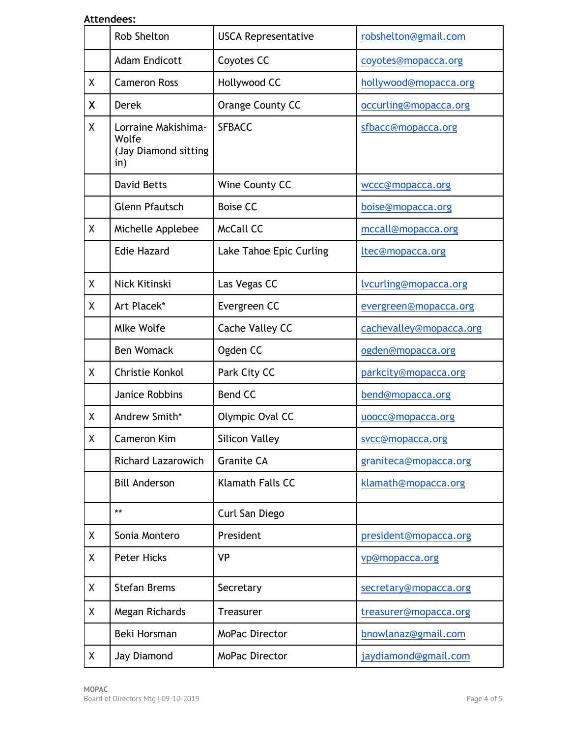**Attendees:**

| | | | |
|---|---|---|---|
| | Rob Shelton | USCA Representative | robshelton@gmail.com |
| | Adam Endicott | Coyotes CC | coyotes@mopacca.org |
| X | Cameron Ross | Hollywood CC | hollywood@mopacca.org |
| **X** | Derek | Orange County CC | occurling@mopacca.org |
| X | Lorraine Makishima-Wolfe (Jay Diamond sitting in) | SFBACC | sfbacc@mopacca.org |
| | David Betts | Wine County CC | wccc@mopacca.org |
| | Glenn Pfautsch | Boise CC | boise@mopacca.org |
| X | Michelle Applebee | McCall CC | mccall@mopacca.org |
| | Edie Hazard | Lake Tahoe Epic Curling | ltec@mopacca.org |
| X | Nick Kitinski | Las Vegas CC | lvcurling@mopacca.org |
| X | Art Placek* | Evergreen CC | evergreen@mopacca.org |
| | MIke Wolfe | Cache Valley CC | cachevalley@mopacca.org |
| | Ben Womack | Ogden CC | ogden@mopacca.org |
| X | Christie Konkol | Park City CC | parkcity@mopacca.org |
| | Janice Robbins | Bend CC | bend@mopacca.org |
| X | Andrew Smith* | Olympic Oval CC | uoocc@mopacca.org |
| X | Cameron Kim | Silicon Valley | svcc@mopacca.org |
| | Richard Lazarowich | Granite CA | graniteca@mopacca.org |
| | Bill Anderson | Klamath Falls CC | klamath@mopacca.org |
| | ** | Curl San Diego | |
| X | Sonia Montero | President | president@mopacca.org |
| X | Peter Hicks | VP | vp@mopacca.org |
| X | Stefan Brems | Secretary | secretary@mopacca.org |
| X | Megan Richards | Treasurer | treasurer@mopacca.org |
| | Beki Horsman | MoPac Director | bnowlanaz@gmail.com |
| X | Jay Diamond | MoPac Director | jaydiamond@gmail.com |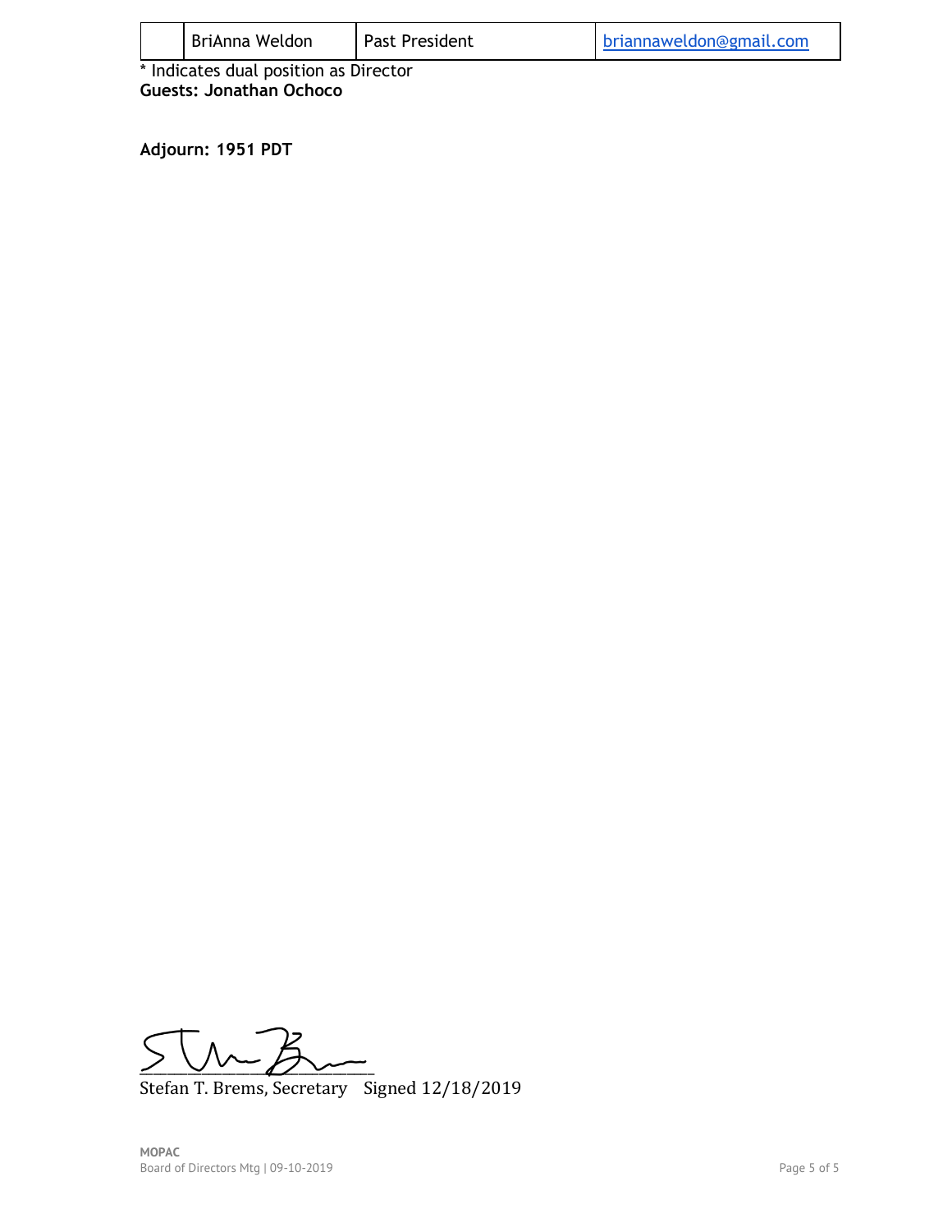| | | | |
|---|---|---|---|
| | BriAnna Weldon | Past President | briannaweldon@gmail.com |

* Indicates dual position as Director

**Guests: Jonathan Ochoco**

**Adjourn: 1951 PDT**

Stefan T. Brems, Secretary  Signed 12/18/2019